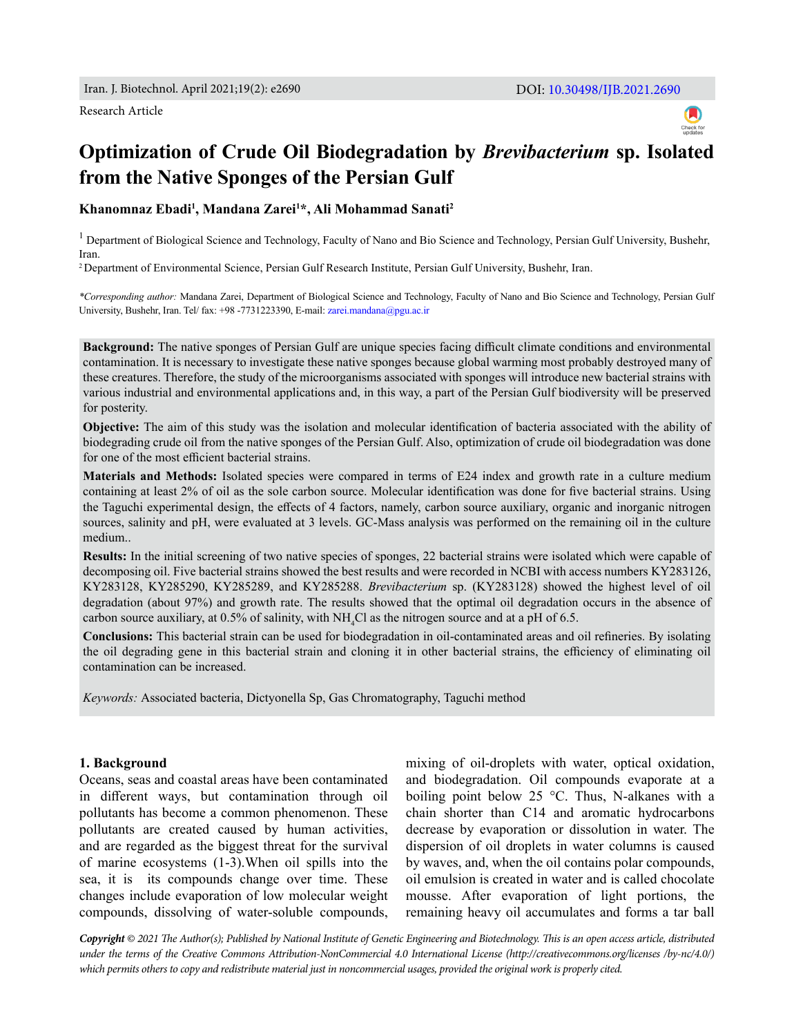Research Article

# Optimization of Crude Oil Biodegradation by *Brevibacterium* sp. Isolated from the Native Sponges of the Persian Gulf

**Khanomnaz Ebadi[1], Mandana Zarei[1]\*, Ali Mohammad Sanati[2]**

[1] Department of Biological Science and Technology, Faculty of Nano and Bio Science and Technology, Persian Gulf University, Bushehr, Iran.

[2] Department of Environmental Science, Persian Gulf Research Institute, Persian Gulf University, Bushehr, Iran.

*\*Corresponding author:* Mandana Zarei, Department of Biological Science and Technology, Faculty of Nano and Bio Science and Technology, Persian Gulf University, Bushehr, Iran. Tel/ fax: +98 -7731223390, E-mail: zarei.mandana@pgu.ac.ir

**Background:** The native sponges of Persian Gulf are unique species facing difficult climate conditions and environmental contamination. It is necessary to investigate these native sponges because global warming most probably destroyed many of these creatures. Therefore, the study of the microorganisms associated with sponges will introduce new bacterial strains with various industrial and environmental applications and, in this way, a part of the Persian Gulf biodiversity will be preserved for posterity.

**Objective:** The aim of this study was the isolation and molecular identification of bacteria associated with the ability of biodegrading crude oil from the native sponges of the Persian Gulf. Also, optimization of crude oil biodegradation was done for one of the most efficient bacterial strains.

**Materials and Methods:** Isolated species were compared in terms of E24 index and growth rate in a culture medium containing at least 2% of oil as the sole carbon source. Molecular identification was done for five bacterial strains. Using the Taguchi experimental design, the effects of 4 factors, namely, carbon source auxiliary, organic and inorganic nitrogen sources, salinity and pH, were evaluated at 3 levels. GC-Mass analysis was performed on the remaining oil in the culture medium..

**Results:** In the initial screening of two native species of sponges, 22 bacterial strains were isolated which were capable of decomposing oil. Five bacterial strains showed the best results and were recorded in NCBI with access numbers KY283126, KY283128, KY285290, KY285289, and KY285288. *Brevibacterium* sp. (KY283128) showed the highest level of oil degradation (about 97%) and growth rate. The results showed that the optimal oil degradation occurs in the absence of carbon source auxiliary, at 0.5% of salinity, with $NH_4Cl$ as the nitrogen source and at a pH of 6.5.

**Conclusions:** This bacterial strain can be used for biodegradation in oil-contaminated areas and oil refineries. By isolating the oil degrading gene in this bacterial strain and cloning it in other bacterial strains, the efficiency of eliminating oil contamination can be increased.

*Keywords:* Associated bacteria, Dictyonella Sp, Gas Chromatography, Taguchi method

## 1. Background

Oceans, seas and coastal areas have been contaminated in different ways, but contamination through oil pollutants has become a common phenomenon. These pollutants are created caused by human activities, and are regarded as the biggest threat for the survival of marine ecosystems (1-3).When oil spills into the sea, it is its compounds change over time. These changes include evaporation of low molecular weight compounds, dissolving of water-soluble compounds, mixing of oil-droplets with water, optical oxidation, and biodegradation. Oil compounds evaporate at a boiling point below 25 °C. Thus, N-alkanes with a chain shorter than C14 and aromatic hydrocarbons decrease by evaporation or dissolution in water. The dispersion of oil droplets in water columns is caused by waves, and, when the oil contains polar compounds, oil emulsion is created in water and is called chocolate mousse. After evaporation of light portions, the remaining heavy oil accumulates and forms a tar ball

*Copyright © 2021 The Author(s); Published by National Institute of Genetic Engineering and Biotechnology. This is an open access article, distributed under the terms of the Creative Commons Attribution-NonCommercial 4.0 International License (http://creativecommons.org/licenses /by-nc/4.0/) which permits others to copy and redistribute material just in noncommercial usages, provided the original work is properly cited.*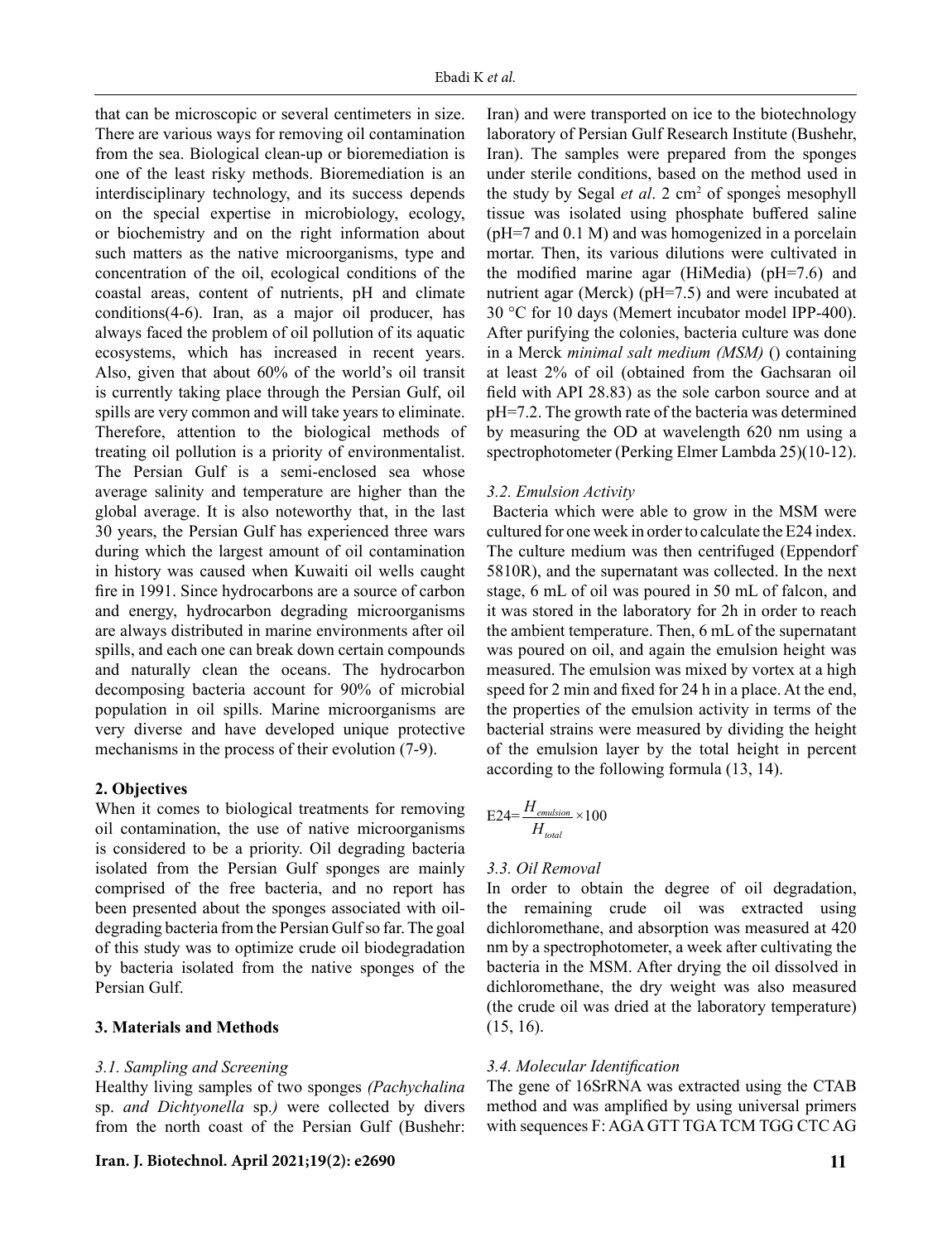that can be microscopic or several centimeters in size. There are various ways for removing oil contamination from the sea. Biological clean-up or bioremediation is one of the least risky methods. Bioremediation is an interdisciplinary technology, and its success depends on the special expertise in microbiology, ecology, or biochemistry and on the right information about such matters as the native microorganisms, type and concentration of the oil, ecological conditions of the coastal areas, content of nutrients, pH and climate conditions(4-6). Iran, as a major oil producer, has always faced the problem of oil pollution of its aquatic ecosystems, which has increased in recent years. Also, given that about 60% of the world's oil transit is currently taking place through the Persian Gulf, oil spills are very common and will take years to eliminate. Therefore, attention to the biological methods of treating oil pollution is a priority of environmentalist. The Persian Gulf is a semi-enclosed sea whose average salinity and temperature are higher than the global average. It is also noteworthy that, in the last 30 years, the Persian Gulf has experienced three wars during which the largest amount of oil contamination in history was caused when Kuwaiti oil wells caught fire in 1991. Since hydrocarbons are a source of carbon and energy, hydrocarbon degrading microorganisms are always distributed in marine environments after oil spills, and each one can break down certain compounds and naturally clean the oceans. The hydrocarbon decomposing bacteria account for 90% of microbial population in oil spills. Marine microorganisms are very diverse and have developed unique protective mechanisms in the process of their evolution (7-9).

## 2. Objectives

When it comes to biological treatments for removing oil contamination, the use of native microorganisms is considered to be a priority. Oil degrading bacteria isolated from the Persian Gulf sponges are mainly comprised of the free bacteria, and no report has been presented about the sponges associated with oil-degrading bacteria from the Persian Gulf so far. The goal of this study was to optimize crude oil biodegradation by bacteria isolated from the native sponges of the Persian Gulf.

## 3. Materials and Methods

### *3.1. Sampling and Screening*

Healthy living samples of two sponges *(Pachychalina* sp. *and Dichtyonella* sp.*)* were collected by divers from the north coast of the Persian Gulf (Bushehr: Iran) and were transported on ice to the biotechnology laboratory of Persian Gulf Research Institute (Bushehr, Iran). The samples were prepared from the sponges under sterile conditions, based on the method used in the study by Segal *et al*. 2 $cm^2$ of sponges̓ mesophyll tissue was isolated using phosphate buffered saline (pH=7 and 0.1 M) and was homogenized in a porcelain mortar. Then, its various dilutions were cultivated in the modified marine agar (HiMedia) (pH=7.6) and nutrient agar (Merck) (pH=7.5) and were incubated at 30 °C for 10 days (Memert incubator model IPP-400). After purifying the colonies, bacteria culture was done in a Merck *minimal salt medium (MSM)* () containing at least 2% of oil (obtained from the Gachsaran oil field with API 28.83) as the sole carbon source and at pH=7.2. The growth rate of the bacteria was determined by measuring the OD at wavelength 620 nm using a spectrophotometer (Perking Elmer Lambda 25)(10-12).

### *3.2. Emulsion Activity*

Bacteria which were able to grow in the MSM were cultured for one week in order to calculate the E24 index. The culture medium was then centrifuged (Eppendorf 5810R), and the supernatant was collected. In the next stage, 6 mL of oil was poured in 50 mL of falcon, and it was stored in the laboratory for 2h in order to reach the ambient temperature. Then, 6 mL of the supernatant was poured on oil, and again the emulsion height was measured. The emulsion was mixed by vortex at a high speed for 2 min and fixed for 24 h in a place. At the end, the properties of the emulsion activity in terms of the bacterial strains were measured by dividing the height of the emulsion layer by the total height in percent according to the following formula (13, 14).

$$E24=\frac{H_{emulsion}}{H_{total}}\times 100$$

### *3.3. Oil Removal*

In order to obtain the degree of oil degradation, the remaining crude oil was extracted using dichloromethane, and absorption was measured at 420 nm by a spectrophotometer, a week after cultivating the bacteria in the MSM. After drying the oil dissolved in dichloromethane, the dry weight was also measured (the crude oil was dried at the laboratory temperature) (15, 16).

### *3.4. Molecular Identification*

The gene of 16SrRNA was extracted using the CTAB method and was amplified by using universal primers with sequences F: AGA GTT TGA TCM TGG CTC AG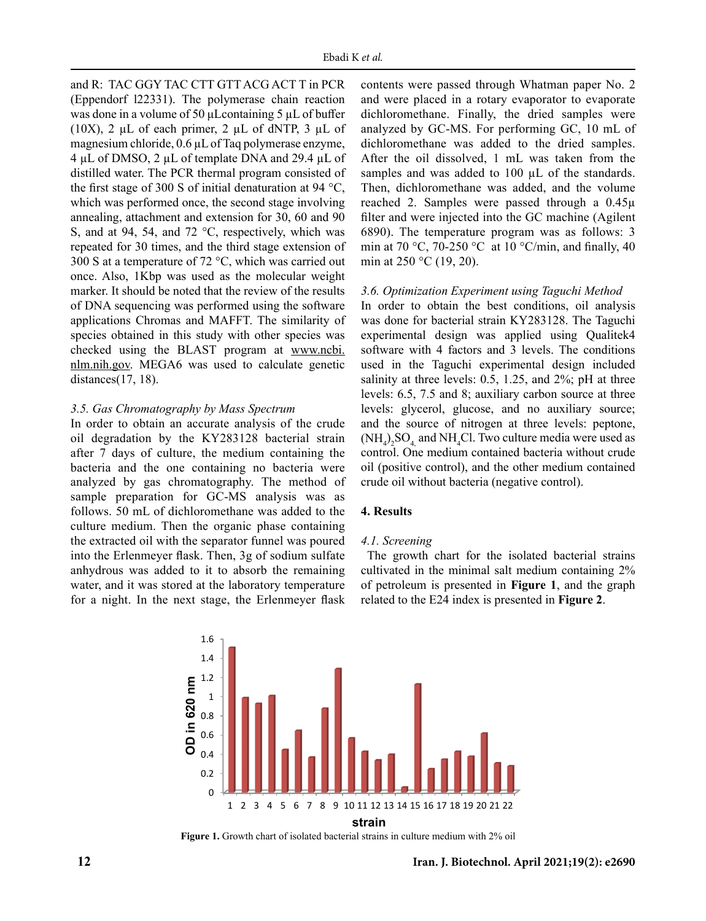and R: TAC GGY TAC CTT GTT ACG ACT T in PCR (Eppendorf l22331). The polymerase chain reaction was done in a volume of 50 µLcontaining 5 µL of buffer (10X), 2 µL of each primer, 2 µL of dNTP, 3 µL of magnesium chloride, 0.6 µL of Taq polymerase enzyme, 4 µL of DMSO, 2 µL of template DNA and 29.4 µL of distilled water. The PCR thermal program consisted of the first stage of 300 S of initial denaturation at 94 °C, which was performed once, the second stage involving annealing, attachment and extension for 30, 60 and 90 S, and at 94, 54, and 72 °C, respectively, which was repeated for 30 times, and the third stage extension of 300 S at a temperature of 72 °C, which was carried out once. Also, 1Kbp was used as the molecular weight marker. It should be noted that the review of the results of DNA sequencing was performed using the software applications Chromas and MAFFT. The similarity of species obtained in this study with other species was checked using the BLAST program at www.ncbi.nlm.nih.gov. MEGA6 was used to calculate genetic distances(17, 18).

### 3.5. Gas Chromatography by Mass Spectrum

In order to obtain an accurate analysis of the crude oil degradation by the KY283128 bacterial strain after 7 days of culture, the medium containing the bacteria and the one containing no bacteria were analyzed by gas chromatography. The method of sample preparation for GC-MS analysis was as follows. 50 mL of dichloromethane was added to the culture medium. Then the organic phase containing the extracted oil with the separator funnel was poured into the Erlenmeyer flask. Then, 3g of sodium sulfate anhydrous was added to it to absorb the remaining water, and it was stored at the laboratory temperature for a night. In the next stage, the Erlenmeyer flask contents were passed through Whatman paper No. 2 and were placed in a rotary evaporator to evaporate dichloromethane. Finally, the dried samples were analyzed by GC-MS. For performing GC, 10 mL of dichloromethane was added to the dried samples. After the oil dissolved, 1 mL was taken from the samples and was added to 100 µL of the standards. Then, dichloromethane was added, and the volume reached 2. Samples were passed through a 0.45µ filter and were injected into the GC machine (Agilent 6890). The temperature program was as follows: 3 min at 70 °C, 70-250 °C at 10 °C/min, and finally, 40 min at 250 °C (19, 20).

### 3.6. Optimization Experiment using Taguchi Method

In order to obtain the best conditions, oil analysis was done for bacterial strain KY283128. The Taguchi experimental design was applied using Qualitek4 software with 4 factors and 3 levels. The conditions used in the Taguchi experimental design included salinity at three levels: 0.5, 1.25, and 2%; pH at three levels: 6.5, 7.5 and 8; auxiliary carbon source at three levels: glycerol, glucose, and no auxiliary source; and the source of nitrogen at three levels: peptone, $(NH_4)_2SO_4$ and $NH_4Cl$. Two culture media were used as control. One medium contained bacteria without crude oil (positive control), and the other medium contained crude oil without bacteria (negative control).

## 4. Results

### 4.1. Screening

The growth chart for the isolated bacterial strains cultivated in the minimal salt medium containing 2% of petroleum is presented in **Figure 1**, and the graph related to the E24 index is presented in **Figure 2**.

**Figure 1.** Growth chart of isolated bacterial strains in culture medium with 2% oil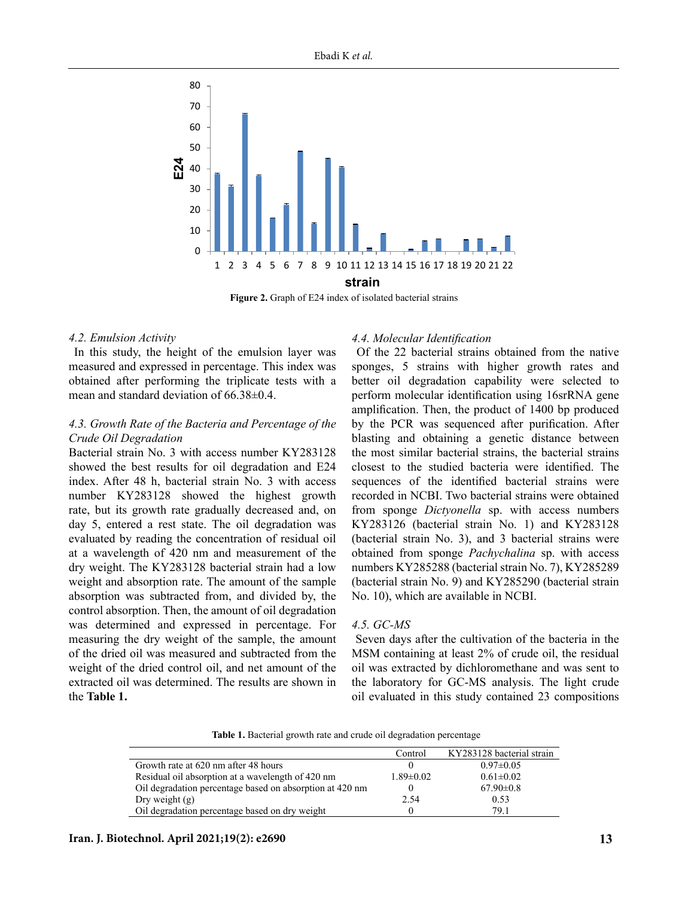**Figure 2.** Graph of E24 index of isolated bacterial strains

*4.2. Emulsion Activity*

In this study, the height of the emulsion layer was measured and expressed in percentage. This index was obtained after performing the triplicate tests with a mean and standard deviation of 66.38±0.4.

*4.3. Growth Rate of the Bacteria and Percentage of the Crude Oil Degradation*

Bacterial strain No. 3 with access number KY283128 showed the best results for oil degradation and E24 index. After 48 h, bacterial strain No. 3 with access number KY283128 showed the highest growth rate, but its growth rate gradually decreased and, on day 5, entered a rest state. The oil degradation was evaluated by reading the concentration of residual oil at a wavelength of 420 nm and measurement of the dry weight. The KY283128 bacterial strain had a low weight and absorption rate. The amount of the sample absorption was subtracted from, and divided by, the control absorption. Then, the amount of oil degradation was determined and expressed in percentage. For measuring the dry weight of the sample, the amount of the dried oil was measured and subtracted from the weight of the dried control oil, and net amount of the extracted oil was determined. The results are shown in the **Table 1.**

*4.4. Molecular Identification*

Of the 22 bacterial strains obtained from the native sponges, 5 strains with higher growth rates and better oil degradation capability were selected to perform molecular identification using 16srRNA gene amplification. Then, the product of 1400 bp produced by the PCR was sequenced after purification. After blasting and obtaining a genetic distance between the most similar bacterial strains, the bacterial strains closest to the studied bacteria were identified. The sequences of the identified bacterial strains were recorded in NCBI. Two bacterial strains were obtained from sponge *Dictyonella* sp. with access numbers KY283126 (bacterial strain No. 1) and KY283128 (bacterial strain No. 3), and 3 bacterial strains were obtained from sponge *Pachychalina* sp. with access numbers KY285288 (bacterial strain No. 7), KY285289 (bacterial strain No. 9) and KY285290 (bacterial strain No. 10), which are available in NCBI.

*4.5. GC-MS*

Seven days after the cultivation of the bacteria in the MSM containing at least 2% of crude oil, the residual oil was extracted by dichloromethane and was sent to the laboratory for GC-MS analysis. The light crude oil evaluated in this study contained 23 compositions

**Table 1.** Bacterial growth rate and crude oil degradation percentage

| | Control | KY283128 bacterial strain |
|---|---|---|
| Growth rate at 620 nm after 48 hours | 0 | 0.97±0.05 |
| Residual oil absorption at a wavelength of 420 nm | 1.89±0.02 | 0.61±0.02 |
| Oil degradation percentage based on absorption at 420 nm | 0 | 67.90±0.8 |
| Dry weight (g) | 2.54 | 0.53 |
| Oil degradation percentage based on dry weight | 0 | 79.1 |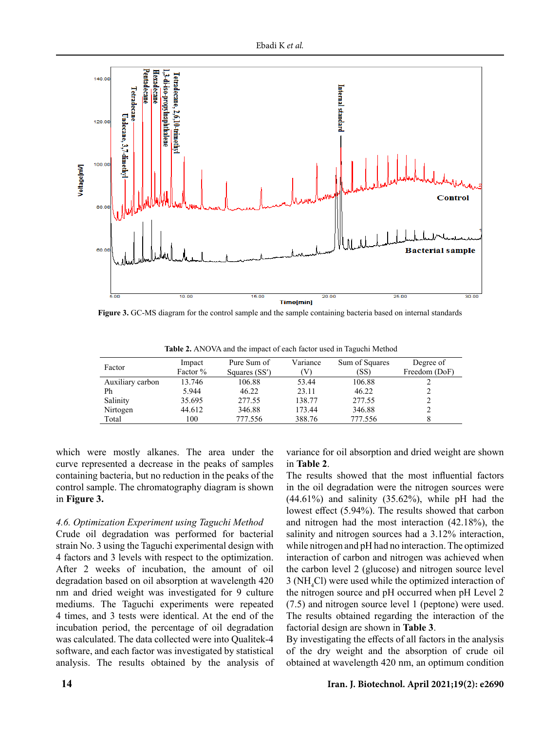Figure 3. GC-MS diagram for the control sample and the sample containing bacteria based on internal standards

**Table 2.** ANOVA and the impact of each factor used in Taguchi Method

| Factor | Impact Factor % | Pure Sum of Squares (SS′) | Variance (V) | Sum of Squares (SS) | Degree of Freedom (DoF) |
|---|---|---|---|---|---|
| Auxiliary carbon | 13.746 | 106.88 | 53.44 | 106.88 | 2 |
| Ph | 5.944 | 46.22 | 23.11 | 46.22 | 2 |
| Salinity | 35.695 | 277.55 | 138.77 | 277.55 | 2 |
| Nirtogen | 44.612 | 346.88 | 173.44 | 346.88 | 2 |
| Total | 100 | 777.556 | 388.76 | 777.556 | 8 |

which were mostly alkanes. The area under the curve represented a decrease in the peaks of samples containing bacteria, but no reduction in the peaks of the control sample. The chromatography diagram is shown in **Figure 3.**

### *4.6. Optimization Experiment using Taguchi Method*

Crude oil degradation was performed for bacterial strain No. 3 using the Taguchi experimental design with 4 factors and 3 levels with respect to the optimization. After 2 weeks of incubation, the amount of oil degradation based on oil absorption at wavelength 420 nm and dried weight was investigated for 9 culture mediums. The Taguchi experiments were repeated 4 times, and 3 tests were identical. At the end of the incubation period, the percentage of oil degradation was calculated. The data collected were into Qualitek-4 software, and each factor was investigated by statistical analysis. The results obtained by the analysis of variance for oil absorption and dried weight are shown in **Table 2**.

The results showed that the most influential factors in the oil degradation were the nitrogen sources were (44.61%) and salinity (35.62%), while pH had the lowest effect (5.94%). The results showed that carbon and nitrogen had the most interaction (42.18%), the salinity and nitrogen sources had a 3.12% interaction, while nitrogen and pH had no interaction. The optimized interaction of carbon and nitrogen was achieved when the carbon level 2 (glucose) and nitrogen source level 3 ($NH_4Cl$) were used while the optimized interaction of the nitrogen source and pH occurred when pH Level 2 (7.5) and nitrogen source level 1 (peptone) were used. The results obtained regarding the interaction of the factorial design are shown in **Table 3**.

By investigating the effects of all factors in the analysis of the dry weight and the absorption of crude oil obtained at wavelength 420 nm, an optimum condition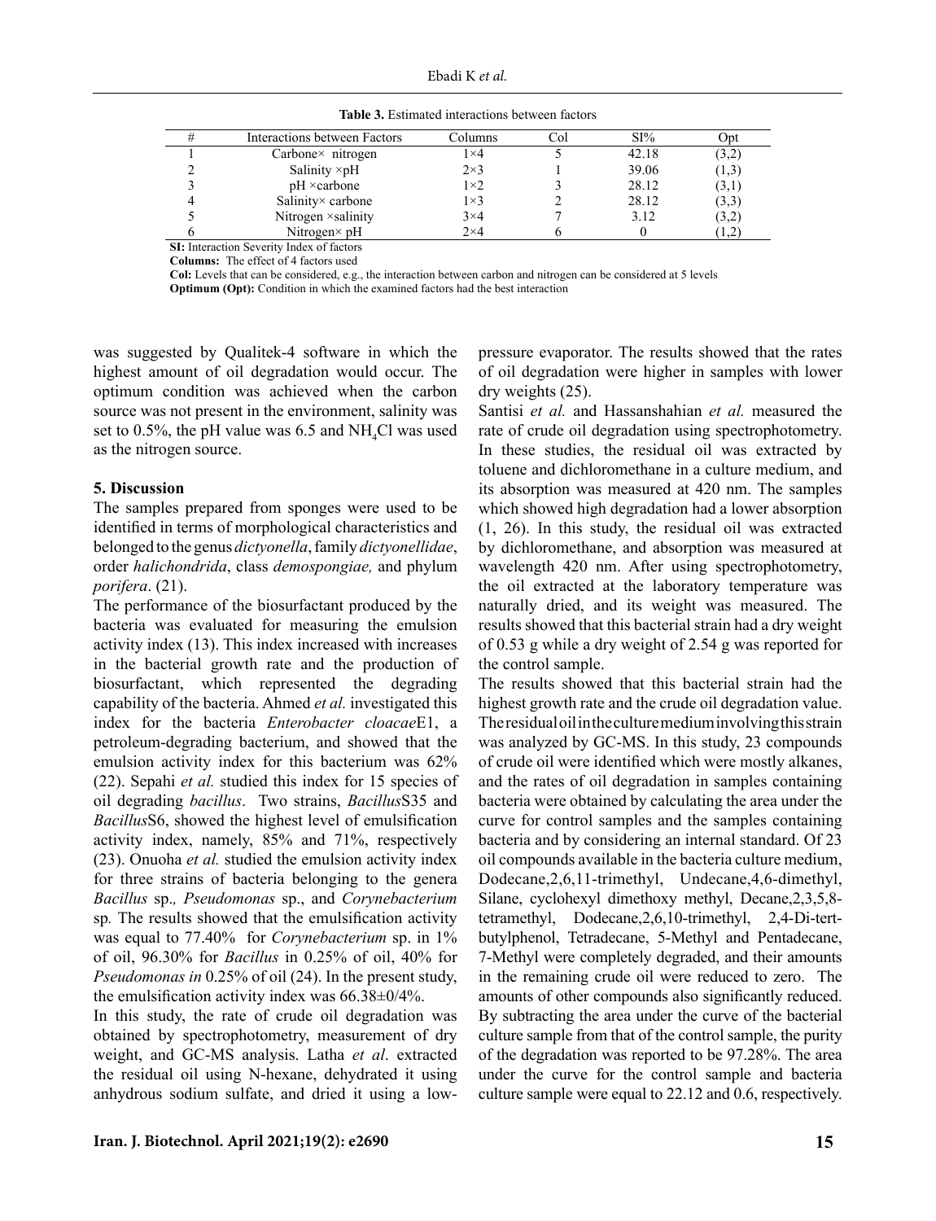**Table 3.** Estimated interactions between factors

| # | Interactions between Factors | Columns | Col | SI% | Opt |
|---|---|---|---|---|---|
| 1 | Carbone× nitrogen | 1×4 | 5 | 42.18 | (3,2) |
| 2 | Salinity ×pH | 2×3 | 1 | 39.06 | (1,3) |
| 3 | pH ×carbone | 1×2 | 3 | 28.12 | (3,1) |
| 4 | Salinity× carbone | 1×3 | 2 | 28.12 | (3,3) |
| 5 | Nitrogen ×salinity | 3×4 | 7 | 3.12 | (3,2) |
| 6 | Nitrogen× pH | 2×4 | 6 | 0 | (1,2) |

**SI:** Interaction Severity Index of factors
**Columns:** The effect of 4 factors used
**Col:** Levels that can be considered, e.g., the interaction between carbon and nitrogen can be considered at 5 levels
**Optimum (Opt):** Condition in which the examined factors had the best interaction

was suggested by Qualitek-4 software in which the highest amount of oil degradation would occur. The optimum condition was achieved when the carbon source was not present in the environment, salinity was set to 0.5%, the pH value was 6.5 and $NH_4Cl$ was used as the nitrogen source.

## 5. Discussion

The samples prepared from sponges were used to be identified in terms of morphological characteristics and belonged to the genus *dictyonella*, family *dictyonellidae*, order *halichondrida*, class *demospongiae,* and phylum *porifera*. (21).

The performance of the biosurfactant produced by the bacteria was evaluated for measuring the emulsion activity index (13). This index increased with increases in the bacterial growth rate and the production of biosurfactant, which represented the degrading capability of the bacteria. Ahmed *et al.* investigated this index for the bacteria *Enterobacter cloacae*E1, a petroleum-degrading bacterium, and showed that the emulsion activity index for this bacterium was 62% (22). Sepahi *et al.* studied this index for 15 species of oil degrading *bacillus*. Two strains, *Bacillus*S35 and *Bacillus*S6, showed the highest level of emulsification activity index, namely, 85% and 71%, respectively (23). Onuoha *et al.* studied the emulsion activity index for three strains of bacteria belonging to the genera *Bacillus* sp.*, Pseudomonas* sp., and *Corynebacterium* sp*.* The results showed that the emulsification activity was equal to 77.40% for *Corynebacterium* sp. in 1% of oil, 96.30% for *Bacillus* in 0.25% of oil, 40% for *Pseudomonas in* 0.25% of oil (24). In the present study, the emulsification activity index was 66.38±0/4%.

In this study, the rate of crude oil degradation was obtained by spectrophotometry, measurement of dry weight, and GC-MS analysis. Latha *et al*. extracted the residual oil using N-hexane, dehydrated it using anhydrous sodium sulfate, and dried it using a low-pressure evaporator. The results showed that the rates of oil degradation were higher in samples with lower dry weights (25).

Santisi *et al.* and Hassanshahian *et al.* measured the rate of crude oil degradation using spectrophotometry. In these studies, the residual oil was extracted by toluene and dichloromethane in a culture medium, and its absorption was measured at 420 nm. The samples which showed high degradation had a lower absorption (1, 26). In this study, the residual oil was extracted by dichloromethane, and absorption was measured at wavelength 420 nm. After using spectrophotometry, the oil extracted at the laboratory temperature was naturally dried, and its weight was measured. The results showed that this bacterial strain had a dry weight of 0.53 g while a dry weight of 2.54 g was reported for the control sample.

The results showed that this bacterial strain had the highest growth rate and the crude oil degradation value. The residual oil in the culture medium involving this strain was analyzed by GC-MS. In this study, 23 compounds of crude oil were identified which were mostly alkanes, and the rates of oil degradation in samples containing bacteria were obtained by calculating the area under the curve for control samples and the samples containing bacteria and by considering an internal standard. Of 23 oil compounds available in the bacteria culture medium, Dodecane,2,6,11-trimethyl, Undecane,4,6-dimethyl, Silane, cyclohexyl dimethoxy methyl, Decane,2,3,5,8-tetramethyl, Dodecane,2,6,10-trimethyl, 2,4-Di-tert-butylphenol, Tetradecane, 5-Methyl and Pentadecane, 7-Methyl were completely degraded, and their amounts in the remaining crude oil were reduced to zero. The amounts of other compounds also significantly reduced. By subtracting the area under the curve of the bacterial culture sample from that of the control sample, the purity of the degradation was reported to be 97.28%. The area under the curve for the control sample and bacteria culture sample were equal to 22.12 and 0.6, respectively.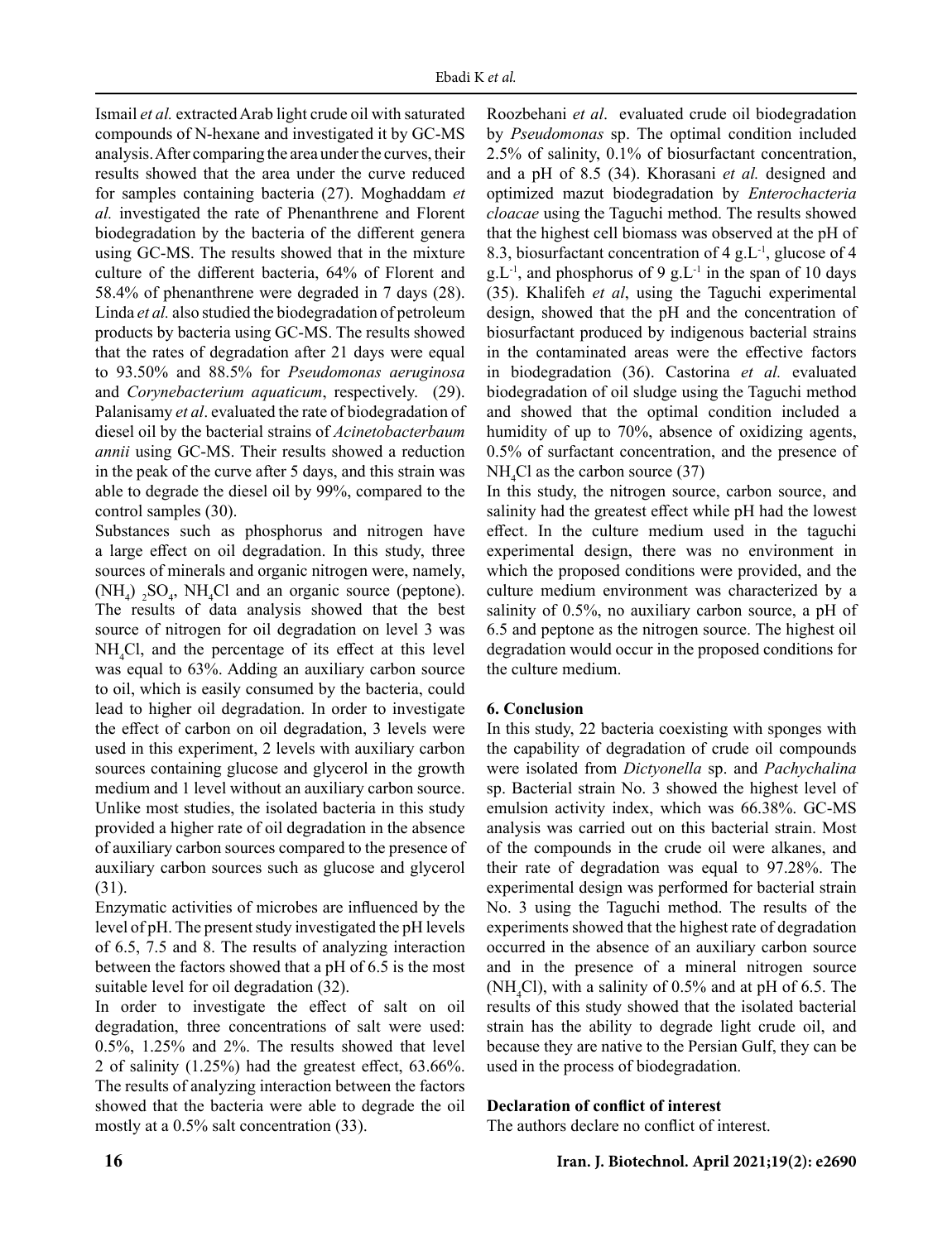Ismail *et al.* extracted Arab light crude oil with saturated compounds of N-hexane and investigated it by GC-MS analysis. After comparing the area under the curves, their results showed that the area under the curve reduced for samples containing bacteria (27). Moghaddam *et al.* investigated the rate of Phenanthrene and Florent biodegradation by the bacteria of the different genera using GC-MS. The results showed that in the mixture culture of the different bacteria, 64% of Florent and 58.4% of phenanthrene were degraded in 7 days (28). Linda *et al.* also studied the biodegradation of petroleum products by bacteria using GC-MS. The results showed that the rates of degradation after 21 days were equal to 93.50% and 88.5% for *Pseudomonas aeruginosa* and *Corynebacterium aquaticum*, respectively. (29). Palanisamy *et al*. evaluated the rate of biodegradation of diesel oil by the bacterial strains of *Acinetobacterbaum annii* using GC-MS. Their results showed a reduction in the peak of the curve after 5 days, and this strain was able to degrade the diesel oil by 99%, compared to the control samples (30).

Substances such as phosphorus and nitrogen have a large effect on oil degradation. In this study, three sources of minerals and organic nitrogen were, namely, $(NH_4)_2SO_4$, $NH_4Cl$ and an organic source (peptone). The results of data analysis showed that the best source of nitrogen for oil degradation on level 3 was $NH_4Cl$, and the percentage of its effect at this level was equal to 63%. Adding an auxiliary carbon source to oil, which is easily consumed by the bacteria, could lead to higher oil degradation. In order to investigate the effect of carbon on oil degradation, 3 levels were used in this experiment, 2 levels with auxiliary carbon sources containing glucose and glycerol in the growth medium and 1 level without an auxiliary carbon source. Unlike most studies, the isolated bacteria in this study provided a higher rate of oil degradation in the absence of auxiliary carbon sources compared to the presence of auxiliary carbon sources such as glucose and glycerol (31).

Enzymatic activities of microbes are influenced by the level of pH. The present study investigated the pH levels of 6.5, 7.5 and 8. The results of analyzing interaction between the factors showed that a pH of 6.5 is the most suitable level for oil degradation (32).

In order to investigate the effect of salt on oil degradation, three concentrations of salt were used: 0.5%, 1.25% and 2%. The results showed that level 2 of salinity (1.25%) had the greatest effect, 63.66%. The results of analyzing interaction between the factors showed that the bacteria were able to degrade the oil mostly at a 0.5% salt concentration (33).

Roozbehani *et al*. evaluated crude oil biodegradation by *Pseudomonas* sp. The optimal condition included 2.5% of salinity, 0.1% of biosurfactant concentration, and a pH of 8.5 (34). Khorasani *et al.* designed and optimized mazut biodegradation by *Enterochacteria cloacae* using the Taguchi method. The results showed that the highest cell biomass was observed at the pH of 8.3, biosurfactant concentration of 4 $g.L^{-1}$, glucose of 4 $g.L^{-1}$, and phosphorus of 9 $g.L^{-1}$ in the span of 10 days (35). Khalifeh *et al*, using the Taguchi experimental design, showed that the pH and the concentration of biosurfactant produced by indigenous bacterial strains in the contaminated areas were the effective factors in biodegradation (36). Castorina *et al.* evaluated biodegradation of oil sludge using the Taguchi method and showed that the optimal condition included a humidity of up to 70%, absence of oxidizing agents, 0.5% of surfactant concentration, and the presence of $NH_4Cl$ as the carbon source (37)

In this study, the nitrogen source, carbon source, and salinity had the greatest effect while pH had the lowest effect. In the culture medium used in the taguchi experimental design, there was no environment in which the proposed conditions were provided, and the culture medium environment was characterized by a salinity of 0.5%, no auxiliary carbon source, a pH of 6.5 and peptone as the nitrogen source. The highest oil degradation would occur in the proposed conditions for the culture medium.

## 6. Conclusion

In this study, 22 bacteria coexisting with sponges with the capability of degradation of crude oil compounds were isolated from *Dictyonella* sp. and *Pachychalina* sp. Bacterial strain No. 3 showed the highest level of emulsion activity index, which was 66.38%. GC-MS analysis was carried out on this bacterial strain. Most of the compounds in the crude oil were alkanes, and their rate of degradation was equal to 97.28%. The experimental design was performed for bacterial strain No. 3 using the Taguchi method. The results of the experiments showed that the highest rate of degradation occurred in the absence of an auxiliary carbon source and in the presence of a mineral nitrogen source ($NH_4Cl$), with a salinity of 0.5% and at pH of 6.5. The results of this study showed that the isolated bacterial strain has the ability to degrade light crude oil, and because they are native to the Persian Gulf, they can be used in the process of biodegradation.

## Declaration of conflict of interest

The authors declare no conflict of interest.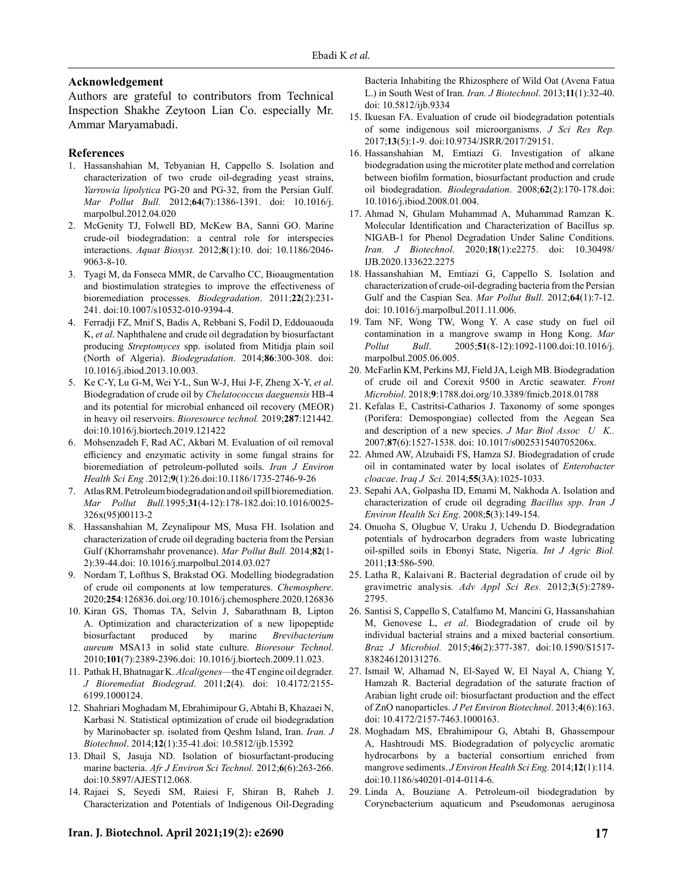## Acknowledgement

Authors are grateful to contributors from Technical Inspection Shakhe Zeytoon Lian Co. especially Mr. Ammar Maryamabadi.

## References

1. Hassanshahian M, Tebyanian H, Cappello S. Isolation and characterization of two crude oil-degrading yeast strains, *Yarrowia lipolytica* PG-20 and PG-32, from the Persian Gulf. *Mar Pollut Bull.* 2012;**64**(7):1386-1391. doi: 10.1016/j.marpolbul.2012.04.020
2. McGenity TJ, Folwell BD, McKew BA, Sanni GO. Marine crude-oil biodegradation: a central role for interspecies interactions. *Aquat Biosyst.* 2012;**8**(1):10. doi: 10.1186/2046-9063-8-10.
3. Tyagi M, da Fonseca MMR, de Carvalho CC, Bioaugmentation and biostimulation strategies to improve the effectiveness of bioremediation processes. *Biodegradation*. 2011;**22**(2):231-241. doi:10.1007/s10532-010-9394-4.
4. Ferradji FZ, Mnif S, Badis A, Rebbani S, Fodil D, Eddouaouda K, *et al*. Naphthalene and crude oil degradation by biosurfactant producing *Streptomyces* spp. isolated from Mitidja plain soil (North of Algeria). *Biodegradation*. 2014;**86**:300-308. doi: 10.1016/j.ibiod.2013.10.003.
5. Ke C-Y, Lu G-M, Wei Y-L, Sun W-J, Hui J-F, Zheng X-Y, *et al*. Biodegradation of crude oil by *Chelatococcus daeguensis* HB-4 and its potential for microbial enhanced oil recovery (MEOR) in heavy oil reservoirs. *Bioresource technol.* 2019;**287**:121442. doi:10.1016/j.biortech.2019.121422
6. Mohsenzadeh F, Rad AC, Akbari M. Evaluation of oil removal efficiency and enzymatic activity in some fungal strains for bioremediation of petroleum-polluted soils. *Iran J Environ Health Sci Eng* .2012;**9**(1):26.doi:10.1186/1735-2746-9-26
7. Atlas RM. Petroleum biodegradation and oil spill bioremediation. *Mar Pollut Bull.*1995;**31**(4-12):178-182.doi:10.1016/0025-326x(95)00113-2
8. Hassanshahian M, Zeynalipour MS, Musa FH. Isolation and characterization of crude oil degrading bacteria from the Persian Gulf (Khorramshahr provenance). *Mar Pollut Bull.* 2014;**82**(1-2):39-44.doi: 10.1016/j.marpolbul.2014.03.027
9. Nordam T, Lofthus S, Brakstad OG. Modelling biodegradation of crude oil components at low temperatures. *Chemosphere*. 2020;**254**:126836.doi.org/10.1016/j.chemosphere.2020.126836
10. Kiran GS, Thomas TA, Selvin J, Sabarathnam B, Lipton A. Optimization and characterization of a new lipopeptide biosurfactant produced by marine *Brevibacterium aureum* MSA13 in solid state culture. *Bioresour Technol*. 2010;**101**(7):2389-2396.doi: 10.1016/j.biortech.2009.11.023.
11. Pathak H, Bhatnagar K. *Alcaligenes*—the 4T engine oil degrader. *J Bioremediat Biodegrad*. 2011;**2**(4). doi: 10.4172/2155-6199.1000124.
12. Shahriari Moghadam M, Ebrahimipour G, Abtahi B, Khazaei N, Karbasi N. Statistical optimization of crude oil biodegradation by Marinobacter sp. isolated from Qeshm Island, Iran. *Iran. J Biotechnol*. 2014;**12**(1):35-41.doi: 10.5812/ijb.15392
13. Dhail S, Jasuja ND. Isolation of biosurfactant-producing marine bacteria. *Afr J Environ Sci Technol.* 2012;**6**(6):263-266. doi:10.5897/AJEST12.068.
14. Rajaei S, Seyedi SM, Raiesi F, Shiran B, Raheb J. Characterization and Potentials of Indigenous Oil-Degrading Bacteria Inhabiting the Rhizosphere of Wild Oat (Avena Fatua L.) in South West of Iran. *Iran. J Biotechnol*. 2013;**11**(1):32-40. doi: 10.5812/ijb.9334
15. Ikuesan FA. Evaluation of crude oil biodegradation potentials of some indigenous soil microorganisms. *J Sci Res Rep.* 2017;**13**(5):1-9. doi:10.9734/JSRR/2017/29151.
16. Hassanshahian M, Emtiazi G. Investigation of alkane biodegradation using the microtiter plate method and correlation between biofilm formation, biosurfactant production and crude oil biodegradation. *Biodegradation*. 2008;**62**(2):170-178.doi: 10.1016/j.ibiod.2008.01.004.
17. Ahmad N, Ghulam Muhammad A, Muhammad Ramzan K. Molecular Identification and Characterization of Bacillus sp. NIGAB-1 for Phenol Degradation Under Saline Conditions. *Iran. J Biotechnol*. 2020;**18**(1):e2275. doi: 10.30498/IJB.2020.133622.2275
18. Hassanshahian M, Emtiazi G, Cappello S. Isolation and characterization of crude-oil-degrading bacteria from the Persian Gulf and the Caspian Sea. *Mar Pollut Bull*. 2012;**64**(1):7-12. doi: 10.1016/j.marpolbul.2011.11.006.
19. Tam NF, Wong TW, Wong Y. A case study on fuel oil contamination in a mangrove swamp in Hong Kong. *Mar Pollut Bull*. 2005;**51**(8-12):1092-1100.doi:10.1016/j.marpolbul.2005.06.005.
20. McFarlin KM, Perkins MJ, Field JA, Leigh MB. Biodegradation of crude oil and Corexit 9500 in Arctic seawater. *Front Microbiol*. 2018;**9**:1788.doi.org/10.3389/fmicb.2018.01788
21. Kefalas E, Castritsi-Catharios J. Taxonomy of some sponges (Porifera: Demospongiae) collected from the Aegean Sea and description of a new species. *J Mar Biol Assoc U K.*. 2007;**87**(6):1527-1538. doi: 10.1017/s002531540705206x.
22. Ahmed AW, Alzubaidi FS, Hamza SJ. Biodegradation of crude oil in contaminated water by local isolates of *Enterobacter cloacae*. *Iraq J Sci.* 2014;**55**(3A):1025-1033.
23. Sepahi AA, Golpasha ID, Emami M, Nakhoda A. Isolation and characterization of crude oil degrading *Bacillus spp*. *Iran J Environ Health Sci Eng*. 2008;**5**(3):149-154.
24. Onuoha S, Olugbue V, Uraku J, Uchendu D. Biodegradation potentials of hydrocarbon degraders from waste lubricating oil-spilled soils in Ebonyi State, Nigeria. *Int J Agric Biol.* 2011;**13**:586-590.
25. Latha R, Kalaivani R. Bacterial degradation of crude oil by gravimetric analysis*. Adv Appl Sci Res.* 2012;**3**(5):2789-2795.
26. Santisi S, Cappello S, Catalfamo M, Mancini G, Hassanshahian M, Genovese L, *et al*. Biodegradation of crude oil by individual bacterial strains and a mixed bacterial consortium. *Braz J Microbiol.* 2015;**46**(2):377-387. doi:10.1590/S1517-838246120131276.
27. Ismail W, Alhamad N, El-Sayed W, El Nayal A, Chiang Y, Hamzah R. Bacterial degradation of the saturate fraction of Arabian light crude oil: biosurfactant production and the effect of ZnO nanoparticles. *J Pet Environ Biotechnol*. 2013;**4**(6):163. doi: 10.4172/2157-7463.1000163.
28. Moghadam MS, Ebrahimipour G, Abtahi B, Ghassempour A, Hashtroudi MS. Biodegradation of polycyclic aromatic hydrocarbons by a bacterial consortium enriched from mangrove sediments. *J Environ Health Sci Eng.* 2014;**12**(1):114. doi:10.1186/s40201-014-0114-6.
29. Linda A, Bouziane A. Petroleum-oil biodegradation by Corynebacterium aquaticum and Pseudomonas aeruginosa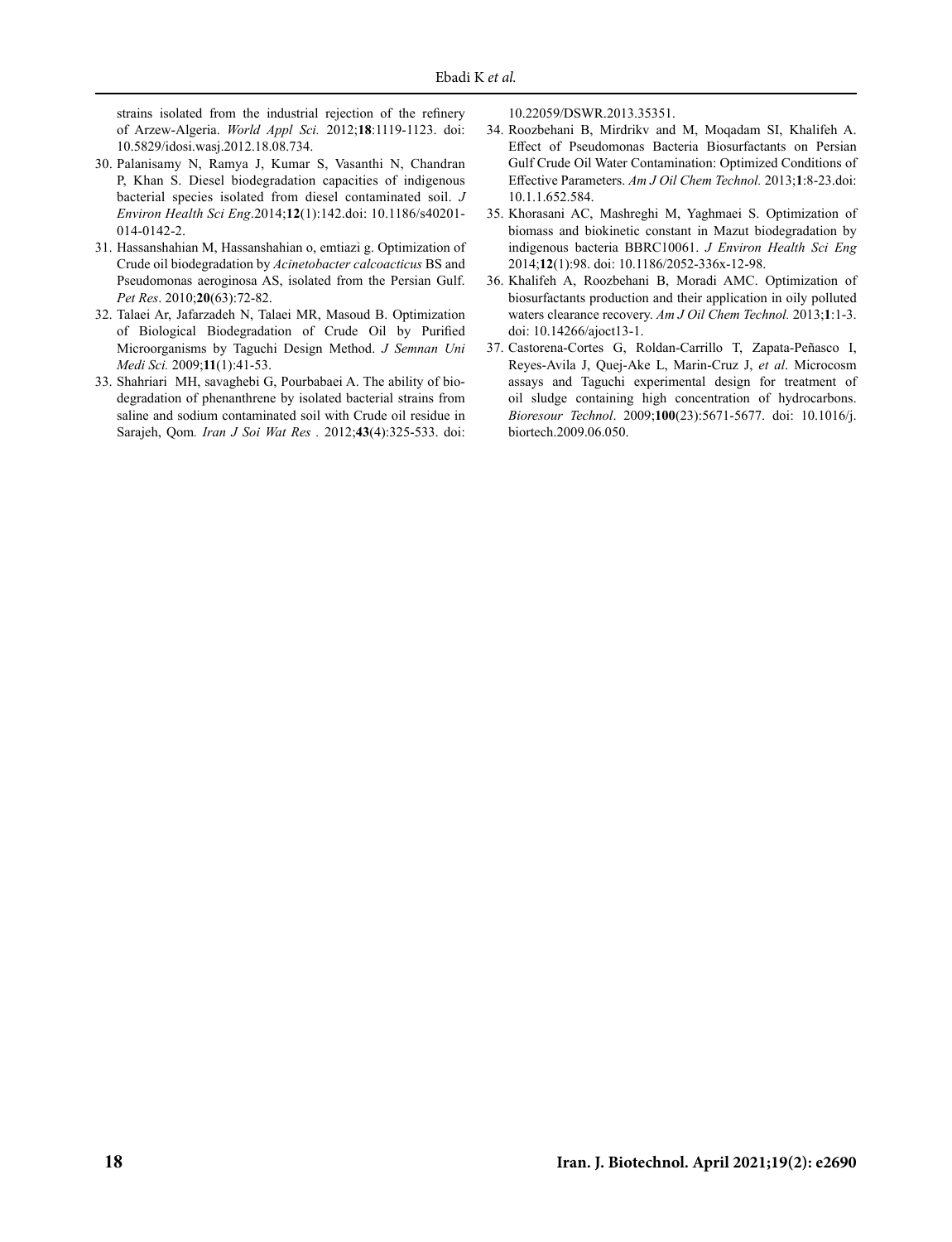strains isolated from the industrial rejection of the refinery of Arzew-Algeria. *World Appl Sci.* 2012;**18**:1119-1123. doi: 10.5829/idosi.wasj.2012.18.08.734.

30. Palanisamy N, Ramya J, Kumar S, Vasanthi N, Chandran P, Khan S. Diesel biodegradation capacities of indigenous bacterial species isolated from diesel contaminated soil. *J Environ Health Sci Eng*.2014;**12**(1):142.doi: 10.1186/s40201-014-0142-2.
31. Hassanshahian M, Hassanshahian o, emtiazi g. Optimization of Crude oil biodegradation by *Acinetobacter calcoacticus* BS and Pseudomonas aeroginosa AS, isolated from the Persian Gulf. *Pet Res*. 2010;**20**(63):72-82.
32. Talaei Ar, Jafarzadeh N, Talaei MR, Masoud B. Optimization of Biological Biodegradation of Crude Oil by Purified Microorganisms by Taguchi Design Method. *J Semnan Uni Medi Sci.* 2009;**11**(1):41-53.
33. Shahriari MH, savaghebi G, Pourbabaei A. The ability of biodegradation of phenanthrene by isolated bacterial strains from saline and sodium contaminated soil with Crude oil residue in Sarajeh, Qom. *Iran J Soi Wat Res .* 2012;**43**(4):325-533. doi: 10.22059/DSWR.2013.35351.
34. Roozbehani B, Mirdrikv and M, Moqadam SI, Khalifeh A. Effect of Pseudomonas Bacteria Biosurfactants on Persian Gulf Crude Oil Water Contamination: Optimized Conditions of Effective Parameters. *Am J Oil Chem Technol.* 2013;**1**:8-23.doi: 10.1.1.652.584.
35. Khorasani AC, Mashreghi M, Yaghmaei S. Optimization of biomass and biokinetic constant in Mazut biodegradation by indigenous bacteria BBRC10061. *J Environ Health Sci Eng* 2014;**12**(1):98. doi: 10.1186/2052-336x-12-98.
36. Khalifeh A, Roozbehani B, Moradi AMC. Optimization of biosurfactants production and their application in oily polluted waters clearance recovery. *Am J Oil Chem Technol.* 2013;**1**:1-3. doi: 10.14266/ajoct13-1.
37. Castorena-Cortes G, Roldan-Carrillo T, Zapata-Peñasco I, Reyes-Avila J, Quej-Ake L, Marin-Cruz J, *et al*. Microcosm assays and Taguchi experimental design for treatment of oil sludge containing high concentration of hydrocarbons. *Bioresour Technol*. 2009;**100**(23):5671-5677. doi: 10.1016/j.biortech.2009.06.050.